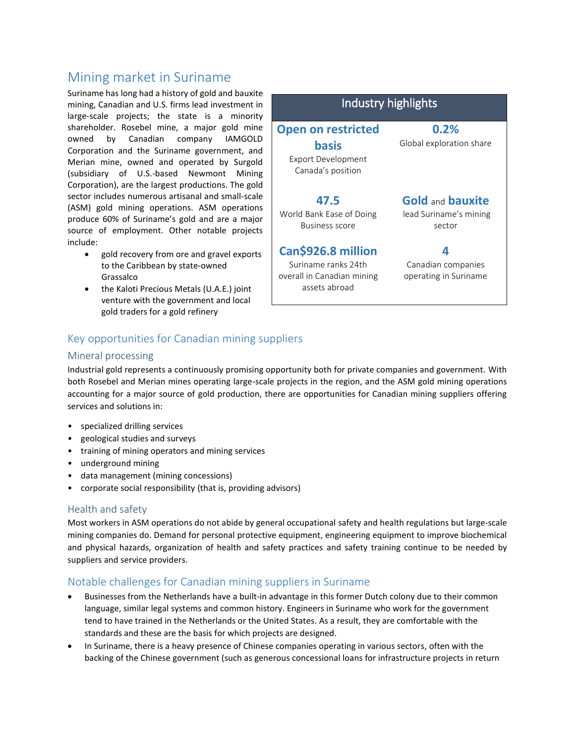# Mining market in Suriname

Suriname has long had a history of gold and bauxite mining, Canadian and U.S. firms lead investment in large-scale projects; the state is a minority shareholder. Rosebel mine, a major gold mine owned by Canadian company IAMGOLD Corporation and the Suriname government, and Merian mine, owned and operated by Surgold (subsidiary of U.S.-based Newmont Mining Corporation), are the largest productions. The gold sector includes numerous artisanal and small-scale (ASM) gold mining operations. ASM operations produce 60% of Suriname's gold and are a major source of employment. Other notable projects include:

- gold recovery from ore and gravel exports to the Caribbean by state-owned Grassalco
- the Kaloti Precious Metals (U.A.E.) joint venture with the government and local gold traders for a gold refinery

| Industry highlights | |
|---|---|
| **Open on restricted basis**<br>Export Development Canada's position | **0.2%**<br>Global exploration share |
| **47.5**<br>World Bank Ease of Doing Business score | **Gold** and **bauxite**<br>lead Suriname's mining sector |
| **Can$926.8 million**<br>Suriname ranks 24th overall in Canadian mining assets abroad | **4**<br>Canadian companies operating in Suriname |

## Key opportunities for Canadian mining suppliers

### Mineral processing

Industrial gold represents a continuously promising opportunity both for private companies and government. With both Rosebel and Merian mines operating large-scale projects in the region, and the ASM gold mining operations accounting for a major source of gold production, there are opportunities for Canadian mining suppliers offering services and solutions in:

- specialized drilling services
- geological studies and surveys
- training of mining operators and mining services
- underground mining
- data management (mining concessions)
- corporate social responsibility (that is, providing advisors)

### Health and safety

Most workers in ASM operations do not abide by general occupational safety and health regulations but large-scale mining companies do. Demand for personal protective equipment, engineering equipment to improve biochemical and physical hazards, organization of health and safety practices and safety training continue to be needed by suppliers and service providers.

## Notable challenges for Canadian mining suppliers in Suriname

- Businesses from the Netherlands have a built-in advantage in this former Dutch colony due to their common language, similar legal systems and common history. Engineers in Suriname who work for the government tend to have trained in the Netherlands or the United States. As a result, they are comfortable with the standards and these are the basis for which projects are designed.
- In Suriname, there is a heavy presence of Chinese companies operating in various sectors, often with the backing of the Chinese government (such as generous concessional loans for infrastructure projects in return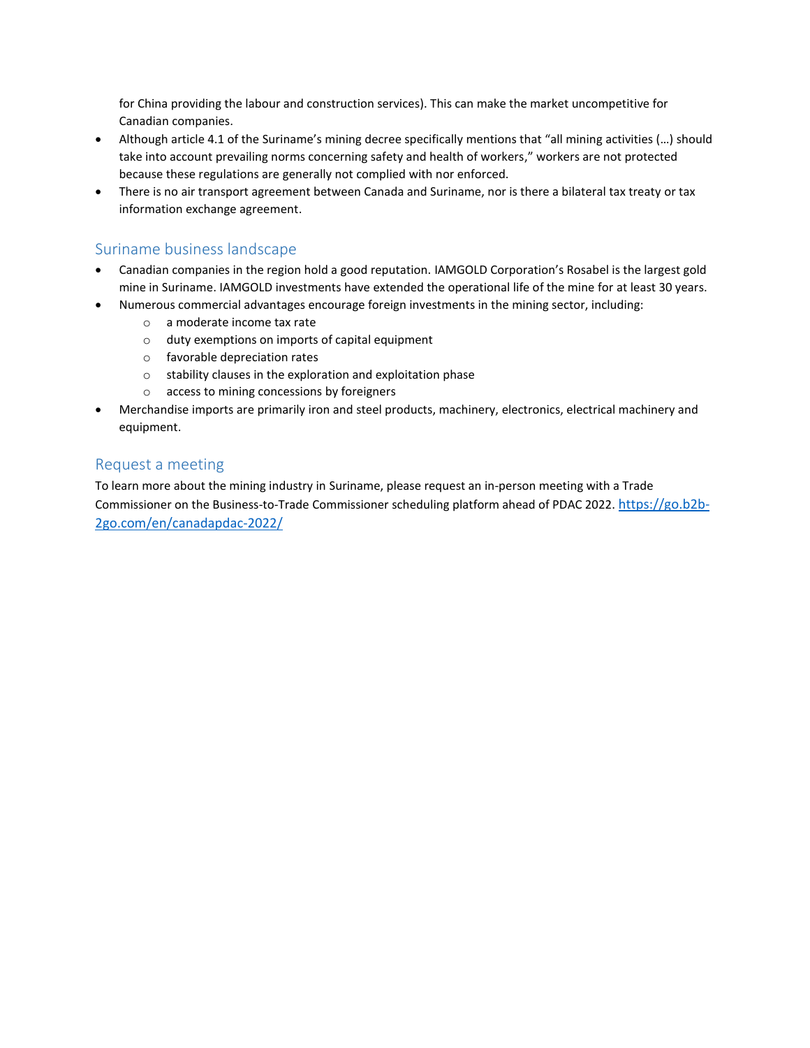for China providing the labour and construction services). This can make the market uncompetitive for Canadian companies.

- Although article 4.1 of the Suriname's mining decree specifically mentions that "all mining activities (…) should take into account prevailing norms concerning safety and health of workers," workers are not protected because these regulations are generally not complied with nor enforced.
- There is no air transport agreement between Canada and Suriname, nor is there a bilateral tax treaty or tax information exchange agreement.

## Suriname business landscape

- Canadian companies in the region hold a good reputation. IAMGOLD Corporation's Rosabel is the largest gold mine in Suriname. IAMGOLD investments have extended the operational life of the mine for at least 30 years.
- Numerous commercial advantages encourage foreign investments in the mining sector, including:
  - a moderate income tax rate
  - duty exemptions on imports of capital equipment
  - favorable depreciation rates
  - stability clauses in the exploration and exploitation phase
  - access to mining concessions by foreigners
- Merchandise imports are primarily iron and steel products, machinery, electronics, electrical machinery and equipment.

## Request a meeting

To learn more about the mining industry in Suriname, please request an in-person meeting with a Trade Commissioner on the Business-to-Trade Commissioner scheduling platform ahead of PDAC 2022. [https://go.b2b-2go.com/en/canadapdac-2022/](https://go.b2b-2go.com/en/canadapdac-2022/)